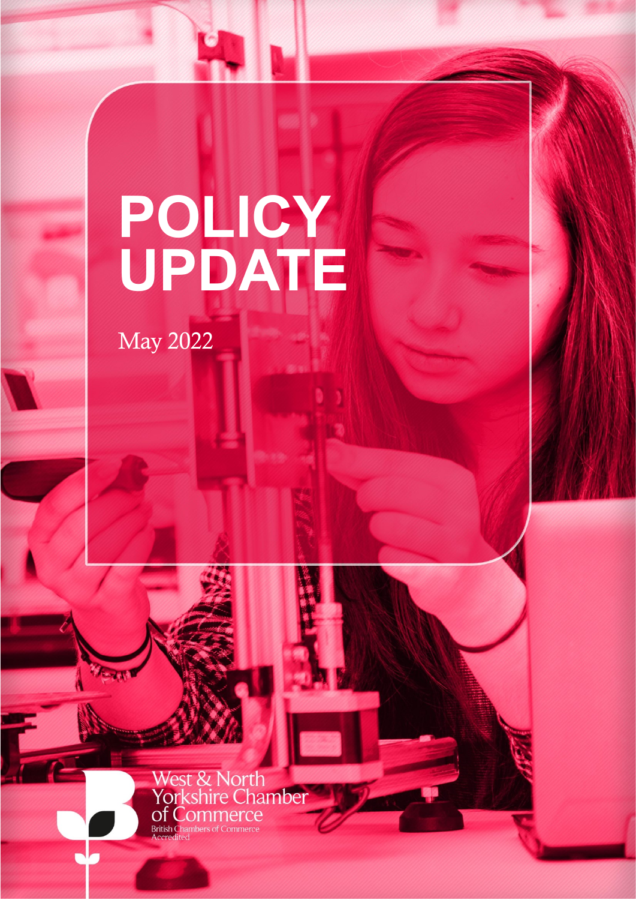# POLICY UPDATE

May 2022

West & North Yorkshire Chamber of Commerce

British Chambers of Commerce Accredited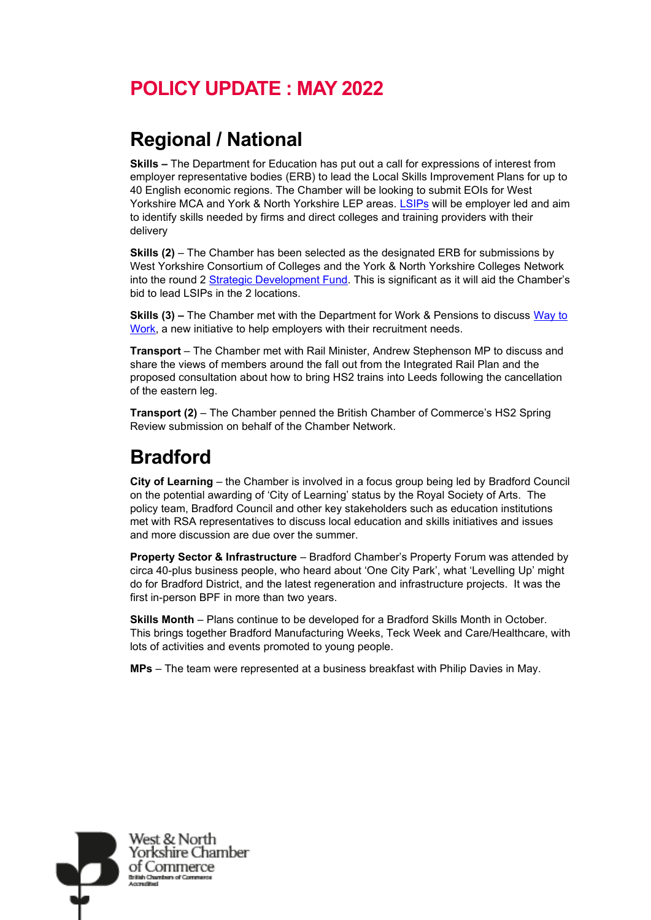# POLICY UPDATE : MAY 2022

## Regional / National

**Skills –** The Department for Education has put out a call for expressions of interest from employer representative bodies (ERB) to lead the Local Skills Improvement Plans for up to 40 English economic regions. The Chamber will be looking to submit EOIs for West Yorkshire MCA and York & North Yorkshire LEP areas. LSIPs will be employer led and aim to identify skills needed by firms and direct colleges and training providers with their delivery

**Skills (2)** – The Chamber has been selected as the designated ERB for submissions by West Yorkshire Consortium of Colleges and the York & North Yorkshire Colleges Network into the round 2 Strategic Development Fund. This is significant as it will aid the Chamber's bid to lead LSIPs in the 2 locations.

**Skills (3) –** The Chamber met with the Department for Work & Pensions to discuss Way to Work, a new initiative to help employers with their recruitment needs.

**Transport** – The Chamber met with Rail Minister, Andrew Stephenson MP to discuss and share the views of members around the fall out from the Integrated Rail Plan and the proposed consultation about how to bring HS2 trains into Leeds following the cancellation of the eastern leg.

**Transport (2)** – The Chamber penned the British Chamber of Commerce's HS2 Spring Review submission on behalf of the Chamber Network.

## Bradford

**City of Learning** – the Chamber is involved in a focus group being led by Bradford Council on the potential awarding of 'City of Learning' status by the Royal Society of Arts. The policy team, Bradford Council and other key stakeholders such as education institutions met with RSA representatives to discuss local education and skills initiatives and issues and more discussion are due over the summer.

**Property Sector & Infrastructure** – Bradford Chamber's Property Forum was attended by circa 40-plus business people, who heard about 'One City Park', what 'Levelling Up' might do for Bradford District, and the latest regeneration and infrastructure projects. It was the first in-person BPF in more than two years.

**Skills Month** – Plans continue to be developed for a Bradford Skills Month in October. This brings together Bradford Manufacturing Weeks, Teck Week and Care/Healthcare, with lots of activities and events promoted to young people.

**MPs** – The team were represented at a business breakfast with Philip Davies in May.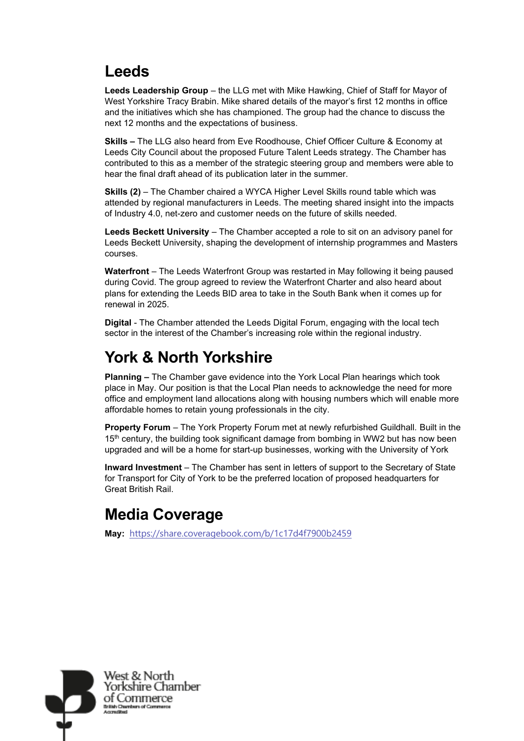## Leeds

**Leeds Leadership Group** – the LLG met with Mike Hawking, Chief of Staff for Mayor of West Yorkshire Tracy Brabin. Mike shared details of the mayor's first 12 months in office and the initiatives which she has championed. The group had the chance to discuss the next 12 months and the expectations of business.

**Skills –** The LLG also heard from Eve Roodhouse, Chief Officer Culture & Economy at Leeds City Council about the proposed Future Talent Leeds strategy. The Chamber has contributed to this as a member of the strategic steering group and members were able to hear the final draft ahead of its publication later in the summer.

**Skills (2)** – The Chamber chaired a WYCA Higher Level Skills round table which was attended by regional manufacturers in Leeds. The meeting shared insight into the impacts of Industry 4.0, net-zero and customer needs on the future of skills needed.

**Leeds Beckett University** – The Chamber accepted a role to sit on an advisory panel for Leeds Beckett University, shaping the development of internship programmes and Masters courses.

**Waterfront** – The Leeds Waterfront Group was restarted in May following it being paused during Covid. The group agreed to review the Waterfront Charter and also heard about plans for extending the Leeds BID area to take in the South Bank when it comes up for renewal in 2025.

**Digital** - The Chamber attended the Leeds Digital Forum, engaging with the local tech sector in the interest of the Chamber's increasing role within the regional industry.

## York & North Yorkshire

**Planning –** The Chamber gave evidence into the York Local Plan hearings which took place in May. Our position is that the Local Plan needs to acknowledge the need for more office and employment land allocations along with housing numbers which will enable more affordable homes to retain young professionals in the city.

**Property Forum** – The York Property Forum met at newly refurbished Guildhall. Built in the 15th century, the building took significant damage from bombing in WW2 but has now been upgraded and will be a home for start-up businesses, working with the University of York

**Inward Investment** – The Chamber has sent in letters of support to the Secretary of State for Transport for City of York to be the preferred location of proposed headquarters for Great British Rail.

## Media Coverage

**May:** https://share.coveragebook.com/b/1c17d4f7900b2459

West & North Yorkshire Chamber of Commerce
British Chambers of Commerce Accredited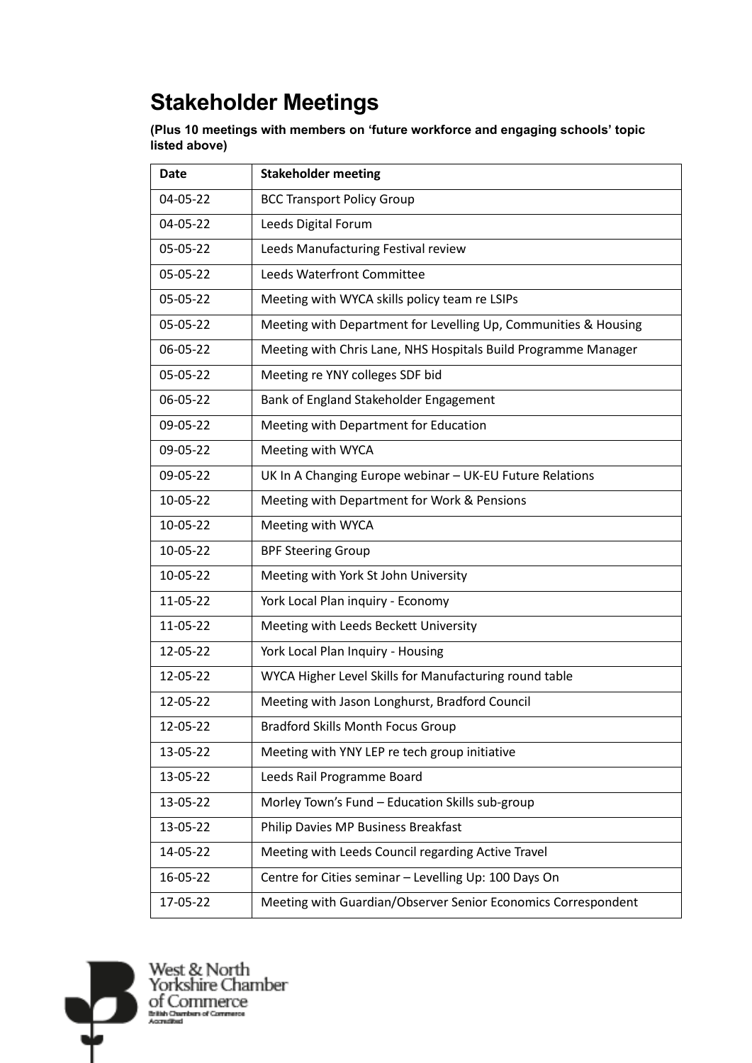## Stakeholder Meetings

**(Plus 10 meetings with members on 'future workforce and engaging schools' topic listed above)**

| Date | Stakeholder meeting |
|---|---|
| 04-05-22 | BCC Transport Policy Group |
| 04-05-22 | Leeds Digital Forum |
| 05-05-22 | Leeds Manufacturing Festival review |
| 05-05-22 | Leeds Waterfront Committee |
| 05-05-22 | Meeting with WYCA skills policy team re LSIPs |
| 05-05-22 | Meeting with Department for Levelling Up, Communities & Housing |
| 06-05-22 | Meeting with Chris Lane, NHS Hospitals Build Programme Manager |
| 05-05-22 | Meeting re YNY colleges SDF bid |
| 06-05-22 | Bank of England Stakeholder Engagement |
| 09-05-22 | Meeting with Department for Education |
| 09-05-22 | Meeting with WYCA |
| 09-05-22 | UK In A Changing Europe webinar – UK-EU Future Relations |
| 10-05-22 | Meeting with Department for Work & Pensions |
| 10-05-22 | Meeting with WYCA |
| 10-05-22 | BPF Steering Group |
| 10-05-22 | Meeting with York St John University |
| 11-05-22 | York Local Plan inquiry - Economy |
| 11-05-22 | Meeting with Leeds Beckett University |
| 12-05-22 | York Local Plan Inquiry - Housing |
| 12-05-22 | WYCA Higher Level Skills for Manufacturing round table |
| 12-05-22 | Meeting with Jason Longhurst, Bradford Council |
| 12-05-22 | Bradford Skills Month Focus Group |
| 13-05-22 | Meeting with YNY LEP re tech group initiative |
| 13-05-22 | Leeds Rail Programme Board |
| 13-05-22 | Morley Town's Fund – Education Skills sub-group |
| 13-05-22 | Philip Davies MP Business Breakfast |
| 14-05-22 | Meeting with Leeds Council regarding Active Travel |
| 16-05-22 | Centre for Cities seminar – Levelling Up: 100 Days On |
| 17-05-22 | Meeting with Guardian/Observer Senior Economics Correspondent |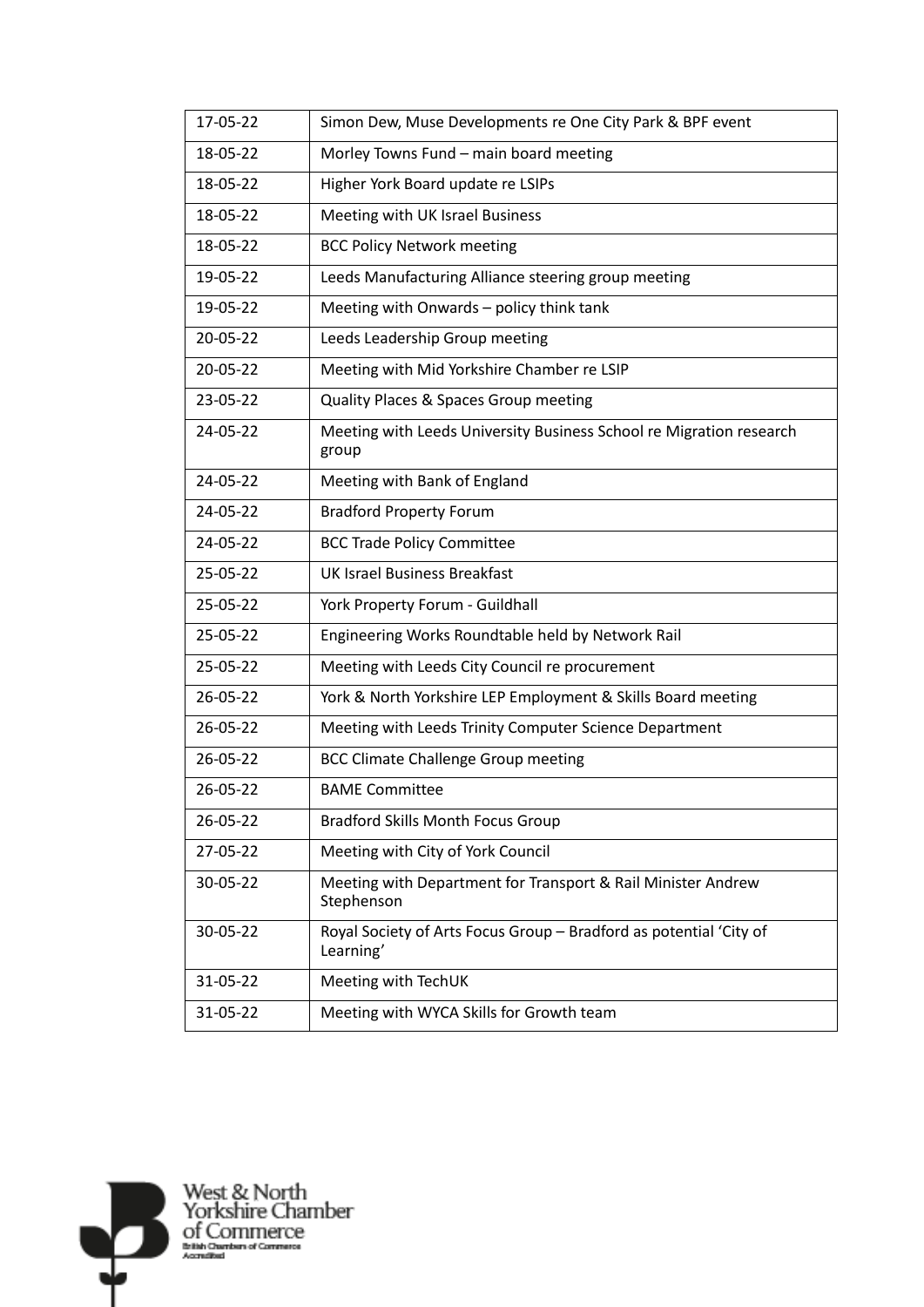| | |
|---|---|
| 17-05-22 | Simon Dew, Muse Developments re One City Park & BPF event |
| 18-05-22 | Morley Towns Fund – main board meeting |
| 18-05-22 | Higher York Board update re LSIPs |
| 18-05-22 | Meeting with UK Israel Business |
| 18-05-22 | BCC Policy Network meeting |
| 19-05-22 | Leeds Manufacturing Alliance steering group meeting |
| 19-05-22 | Meeting with Onwards – policy think tank |
| 20-05-22 | Leeds Leadership Group meeting |
| 20-05-22 | Meeting with Mid Yorkshire Chamber re LSIP |
| 23-05-22 | Quality Places & Spaces Group meeting |
| 24-05-22 | Meeting with Leeds University Business School re Migration research group |
| 24-05-22 | Meeting with Bank of England |
| 24-05-22 | Bradford Property Forum |
| 24-05-22 | BCC Trade Policy Committee |
| 25-05-22 | UK Israel Business Breakfast |
| 25-05-22 | York Property Forum - Guildhall |
| 25-05-22 | Engineering Works Roundtable held by Network Rail |
| 25-05-22 | Meeting with Leeds City Council re procurement |
| 26-05-22 | York & North Yorkshire LEP Employment & Skills Board meeting |
| 26-05-22 | Meeting with Leeds Trinity Computer Science Department |
| 26-05-22 | BCC Climate Challenge Group meeting |
| 26-05-22 | BAME Committee |
| 26-05-22 | Bradford Skills Month Focus Group |
| 27-05-22 | Meeting with City of York Council |
| 30-05-22 | Meeting with Department for Transport & Rail Minister Andrew Stephenson |
| 30-05-22 | Royal Society of Arts Focus Group – Bradford as potential 'City of Learning' |
| 31-05-22 | Meeting with TechUK |
| 31-05-22 | Meeting with WYCA Skills for Growth team |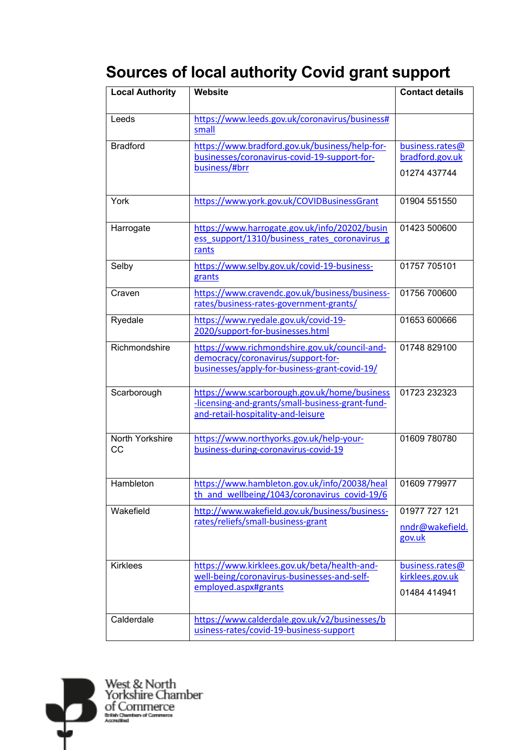# Sources of local authority Covid grant support

| Local Authority | Website | Contact details |
|---|---|---|
| Leeds | https://www.leeds.gov.uk/coronavirus/business#small | |
| Bradford | https://www.bradford.gov.uk/business/help-for-businesses/coronavirus-covid-19-support-for-business/#brr | business.rates@bradford.gov.uk<br>01274 437744 |
| York | https://www.york.gov.uk/COVIDBusinessGrant | 01904 551550 |
| Harrogate | https://www.harrogate.gov.uk/info/20202/business_support/1310/business_rates_coronavirus_grants | 01423 500600 |
| Selby | https://www.selby.gov.uk/covid-19-business-grants | 01757 705101 |
| Craven | https://www.cravendc.gov.uk/business/business-rates/business-rates-government-grants/ | 01756 700600 |
| Ryedale | https://www.ryedale.gov.uk/covid-19-2020/support-for-businesses.html | 01653 600666 |
| Richmondshire | https://www.richmondshire.gov.uk/council-and-democracy/coronavirus/support-for-businesses/apply-for-business-grant-covid-19/ | 01748 829100 |
| Scarborough | https://www.scarborough.gov.uk/home/business-licensing-and-grants/small-business-grant-fund-and-retail-hospitality-and-leisure | 01723 232323 |
| North Yorkshire CC | https://www.northyorks.gov.uk/help-your-business-during-coronavirus-covid-19 | 01609 780780 |
| Hambleton | https://www.hambleton.gov.uk/info/20038/health_and_wellbeing/1043/coronavirus_covid-19/6 | 01609 779977 |
| Wakefield | http://www.wakefield.gov.uk/business/business-rates/reliefs/small-business-grant | 01977 727 121<br>nndr@wakefield.gov.uk |
| Kirklees | https://www.kirklees.gov.uk/beta/health-and-well-being/coronavirus-businesses-and-self-employed.aspx#grants | business.rates@kirklees.gov.uk<br>01484 414941 |
| Calderdale | https://www.calderdale.gov.uk/v2/businesses/business-rates/covid-19-business-support | |

West & North Yorkshire Chamber of Commerce
British Chambers of Commerce Accredited